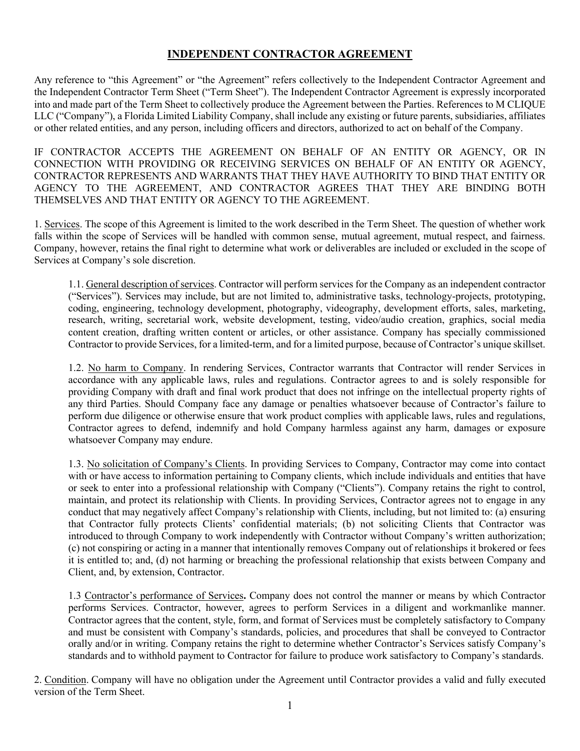# INDEPENDENT CONTRACTOR AGREEMENT

Any reference to "this Agreement" or "the Agreement" refers collectively to the Independent Contractor Agreement and the Independent Contractor Term Sheet ("Term Sheet"). The Independent Contractor Agreement is expressly incorporated into and made part of the Term Sheet to collectively produce the Agreement between the Parties. References to M CLIQUE LLC ("Company"), a Florida Limited Liability Company, shall include any existing or future parents, subsidiaries, affiliates or other related entities, and any person, including officers and directors, authorized to act on behalf of the Company.

IF CONTRACTOR ACCEPTS THE AGREEMENT ON BEHALF OF AN ENTITY OR AGENCY, OR IN CONNECTION WITH PROVIDING OR RECEIVING SERVICES ON BEHALF OF AN ENTITY OR AGENCY, CONTRACTOR REPRESENTS AND WARRANTS THAT THEY HAVE AUTHORITY TO BIND THAT ENTITY OR AGENCY TO THE AGREEMENT, AND CONTRACTOR AGREES THAT THEY ARE BINDING BOTH THEMSELVES AND THAT ENTITY OR AGENCY TO THE AGREEMENT.

1. Services. The scope of this Agreement is limited to the work described in the Term Sheet. The question of whether work falls within the scope of Services will be handled with common sense, mutual agreement, mutual respect, and fairness. Company, however, retains the final right to determine what work or deliverables are included or excluded in the scope of Services at Company's sole discretion.

1.1. General description of services. Contractor will perform services for the Company as an independent contractor ("Services"). Services may include, but are not limited to, administrative tasks, technology-projects, prototyping, coding, engineering, technology development, photography, videography, development efforts, sales, marketing, research, writing, secretarial work, website development, testing, video/audio creation, graphics, social media content creation, drafting written content or articles, or other assistance. Company has specially commissioned Contractor to provide Services, for a limited-term, and for a limited purpose, because of Contractor's unique skillset.

1.2. No harm to Company. In rendering Services, Contractor warrants that Contractor will render Services in accordance with any applicable laws, rules and regulations. Contractor agrees to and is solely responsible for providing Company with draft and final work product that does not infringe on the intellectual property rights of any third Parties. Should Company face any damage or penalties whatsoever because of Contractor's failure to perform due diligence or otherwise ensure that work product complies with applicable laws, rules and regulations, Contractor agrees to defend, indemnify and hold Company harmless against any harm, damages or exposure whatsoever Company may endure.

1.3. No solicitation of Company's Clients. In providing Services to Company, Contractor may come into contact with or have access to information pertaining to Company clients, which include individuals and entities that have or seek to enter into a professional relationship with Company ("Clients"). Company retains the right to control, maintain, and protect its relationship with Clients. In providing Services, Contractor agrees not to engage in any conduct that may negatively affect Company's relationship with Clients, including, but not limited to: (a) ensuring that Contractor fully protects Clients' confidential materials; (b) not soliciting Clients that Contractor was introduced to through Company to work independently with Contractor without Company's written authorization; (c) not conspiring or acting in a manner that intentionally removes Company out of relationships it brokered or fees it is entitled to; and, (d) not harming or breaching the professional relationship that exists between Company and Client, and, by extension, Contractor.

1.3 Contractor's performance of Services**.** Company does not control the manner or means by which Contractor performs Services. Contractor, however, agrees to perform Services in a diligent and workmanlike manner. Contractor agrees that the content, style, form, and format of Services must be completely satisfactory to Company and must be consistent with Company's standards, policies, and procedures that shall be conveyed to Contractor orally and/or in writing. Company retains the right to determine whether Contractor's Services satisfy Company's standards and to withhold payment to Contractor for failure to produce work satisfactory to Company's standards.

2. Condition. Company will have no obligation under the Agreement until Contractor provides a valid and fully executed version of the Term Sheet.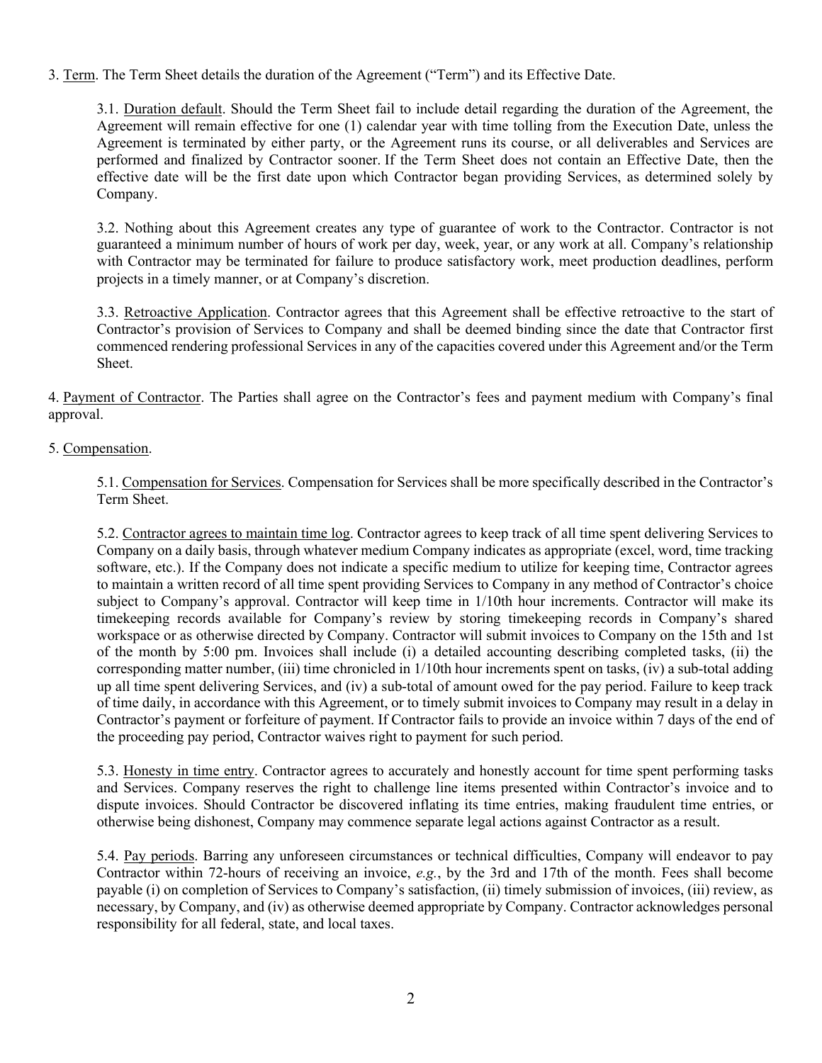3. Term. The Term Sheet details the duration of the Agreement ("Term") and its Effective Date.

3.1. Duration default. Should the Term Sheet fail to include detail regarding the duration of the Agreement, the Agreement will remain effective for one (1) calendar year with time tolling from the Execution Date, unless the Agreement is terminated by either party, or the Agreement runs its course, or all deliverables and Services are performed and finalized by Contractor sooner. If the Term Sheet does not contain an Effective Date, then the effective date will be the first date upon which Contractor began providing Services, as determined solely by Company.

3.2. Nothing about this Agreement creates any type of guarantee of work to the Contractor. Contractor is not guaranteed a minimum number of hours of work per day, week, year, or any work at all. Company's relationship with Contractor may be terminated for failure to produce satisfactory work, meet production deadlines, perform projects in a timely manner, or at Company's discretion.

3.3. Retroactive Application. Contractor agrees that this Agreement shall be effective retroactive to the start of Contractor's provision of Services to Company and shall be deemed binding since the date that Contractor first commenced rendering professional Services in any of the capacities covered under this Agreement and/or the Term Sheet.

4. Payment of Contractor. The Parties shall agree on the Contractor's fees and payment medium with Company's final approval.

5. Compensation.

5.1. Compensation for Services. Compensation for Services shall be more specifically described in the Contractor's Term Sheet.

5.2. Contractor agrees to maintain time log. Contractor agrees to keep track of all time spent delivering Services to Company on a daily basis, through whatever medium Company indicates as appropriate (excel, word, time tracking software, etc.). If the Company does not indicate a specific medium to utilize for keeping time, Contractor agrees to maintain a written record of all time spent providing Services to Company in any method of Contractor's choice subject to Company's approval. Contractor will keep time in 1/10th hour increments. Contractor will make its timekeeping records available for Company's review by storing timekeeping records in Company's shared workspace or as otherwise directed by Company. Contractor will submit invoices to Company on the 15th and 1st of the month by 5:00 pm. Invoices shall include (i) a detailed accounting describing completed tasks, (ii) the corresponding matter number, (iii) time chronicled in 1/10th hour increments spent on tasks, (iv) a sub-total adding up all time spent delivering Services, and (iv) a sub-total of amount owed for the pay period. Failure to keep track of time daily, in accordance with this Agreement, or to timely submit invoices to Company may result in a delay in Contractor's payment or forfeiture of payment. If Contractor fails to provide an invoice within 7 days of the end of the proceeding pay period, Contractor waives right to payment for such period.

5.3. Honesty in time entry. Contractor agrees to accurately and honestly account for time spent performing tasks and Services. Company reserves the right to challenge line items presented within Contractor's invoice and to dispute invoices. Should Contractor be discovered inflating its time entries, making fraudulent time entries, or otherwise being dishonest, Company may commence separate legal actions against Contractor as a result.

5.4. Pay periods. Barring any unforeseen circumstances or technical difficulties, Company will endeavor to pay Contractor within 72-hours of receiving an invoice, *e.g.*, by the 3rd and 17th of the month. Fees shall become payable (i) on completion of Services to Company's satisfaction, (ii) timely submission of invoices, (iii) review, as necessary, by Company, and (iv) as otherwise deemed appropriate by Company. Contractor acknowledges personal responsibility for all federal, state, and local taxes.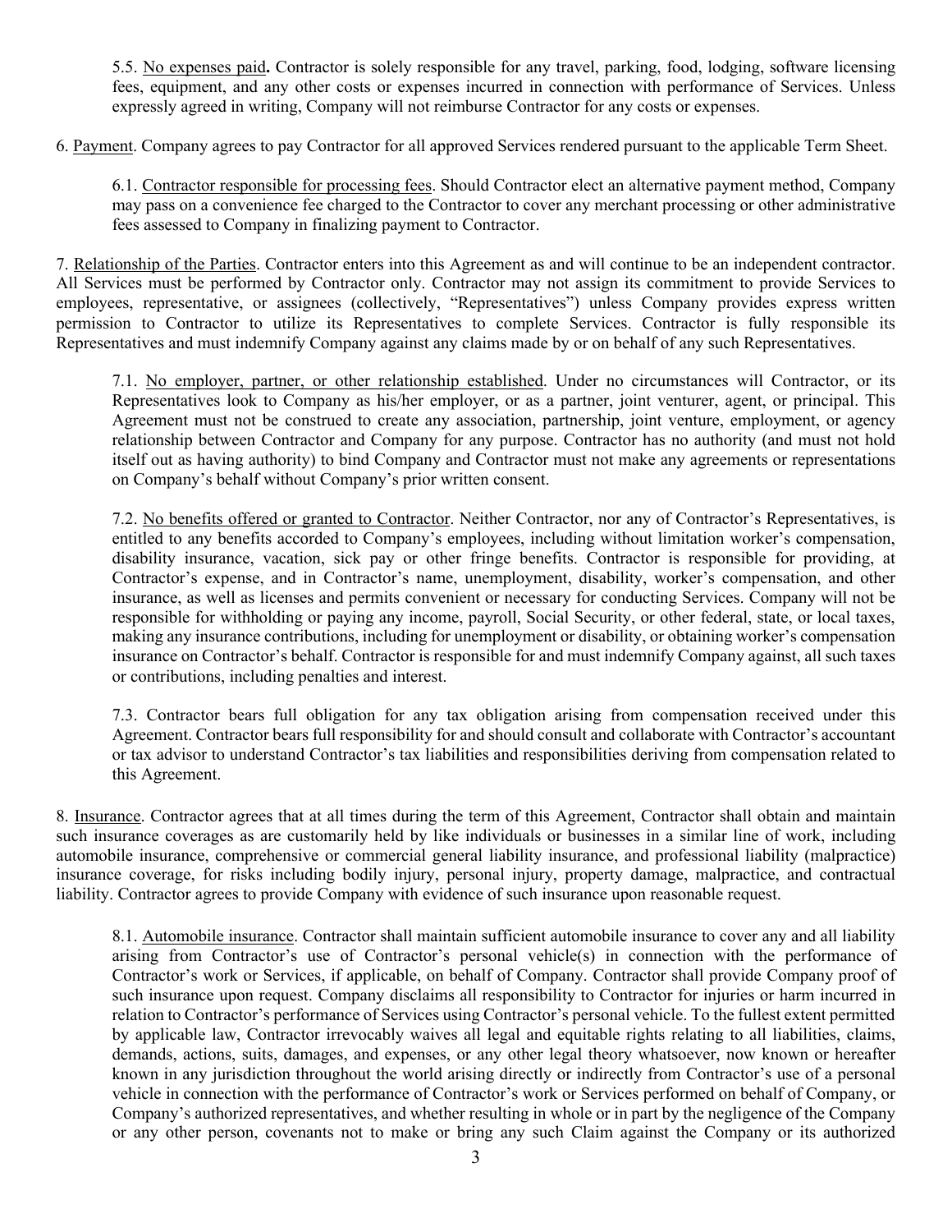5.5. <u>No expenses paid</u>**.** Contractor is solely responsible for any travel, parking, food, lodging, software licensing fees, equipment, and any other costs or expenses incurred in connection with performance of Services. Unless expressly agreed in writing, Company will not reimburse Contractor for any costs or expenses.

6. <u>Payment</u>. Company agrees to pay Contractor for all approved Services rendered pursuant to the applicable Term Sheet.

6.1. <u>Contractor responsible for processing fees</u>. Should Contractor elect an alternative payment method, Company may pass on a convenience fee charged to the Contractor to cover any merchant processing or other administrative fees assessed to Company in finalizing payment to Contractor.

7. <u>Relationship of the Parties</u>. Contractor enters into this Agreement as and will continue to be an independent contractor. All Services must be performed by Contractor only. Contractor may not assign its commitment to provide Services to employees, representative, or assignees (collectively, "Representatives") unless Company provides express written permission to Contractor to utilize its Representatives to complete Services. Contractor is fully responsible its Representatives and must indemnify Company against any claims made by or on behalf of any such Representatives.

7.1. <u>No employer, partner, or other relationship established</u>. Under no circumstances will Contractor, or its Representatives look to Company as his/her employer, or as a partner, joint venturer, agent, or principal. This Agreement must not be construed to create any association, partnership, joint venture, employment, or agency relationship between Contractor and Company for any purpose. Contractor has no authority (and must not hold itself out as having authority) to bind Company and Contractor must not make any agreements or representations on Company's behalf without Company's prior written consent.

7.2. <u>No benefits offered or granted to Contractor</u>. Neither Contractor, nor any of Contractor's Representatives, is entitled to any benefits accorded to Company's employees, including without limitation worker's compensation, disability insurance, vacation, sick pay or other fringe benefits. Contractor is responsible for providing, at Contractor's expense, and in Contractor's name, unemployment, disability, worker's compensation, and other insurance, as well as licenses and permits convenient or necessary for conducting Services. Company will not be responsible for withholding or paying any income, payroll, Social Security, or other federal, state, or local taxes, making any insurance contributions, including for unemployment or disability, or obtaining worker's compensation insurance on Contractor's behalf. Contractor is responsible for and must indemnify Company against, all such taxes or contributions, including penalties and interest.

7.3. Contractor bears full obligation for any tax obligation arising from compensation received under this Agreement. Contractor bears full responsibility for and should consult and collaborate with Contractor's accountant or tax advisor to understand Contractor's tax liabilities and responsibilities deriving from compensation related to this Agreement.

8. <u>Insurance</u>. Contractor agrees that at all times during the term of this Agreement, Contractor shall obtain and maintain such insurance coverages as are customarily held by like individuals or businesses in a similar line of work, including automobile insurance, comprehensive or commercial general liability insurance, and professional liability (malpractice) insurance coverage, for risks including bodily injury, personal injury, property damage, malpractice, and contractual liability. Contractor agrees to provide Company with evidence of such insurance upon reasonable request.

8.1. <u>Automobile insurance</u>. Contractor shall maintain sufficient automobile insurance to cover any and all liability arising from Contractor's use of Contractor's personal vehicle(s) in connection with the performance of Contractor's work or Services, if applicable, on behalf of Company. Contractor shall provide Company proof of such insurance upon request. Company disclaims all responsibility to Contractor for injuries or harm incurred in relation to Contractor's performance of Services using Contractor's personal vehicle. To the fullest extent permitted by applicable law, Contractor irrevocably waives all legal and equitable rights relating to all liabilities, claims, demands, actions, suits, damages, and expenses, or any other legal theory whatsoever, now known or hereafter known in any jurisdiction throughout the world arising directly or indirectly from Contractor's use of a personal vehicle in connection with the performance of Contractor's work or Services performed on behalf of Company, or Company's authorized representatives, and whether resulting in whole or in part by the negligence of the Company or any other person, covenants not to make or bring any such Claim against the Company or its authorized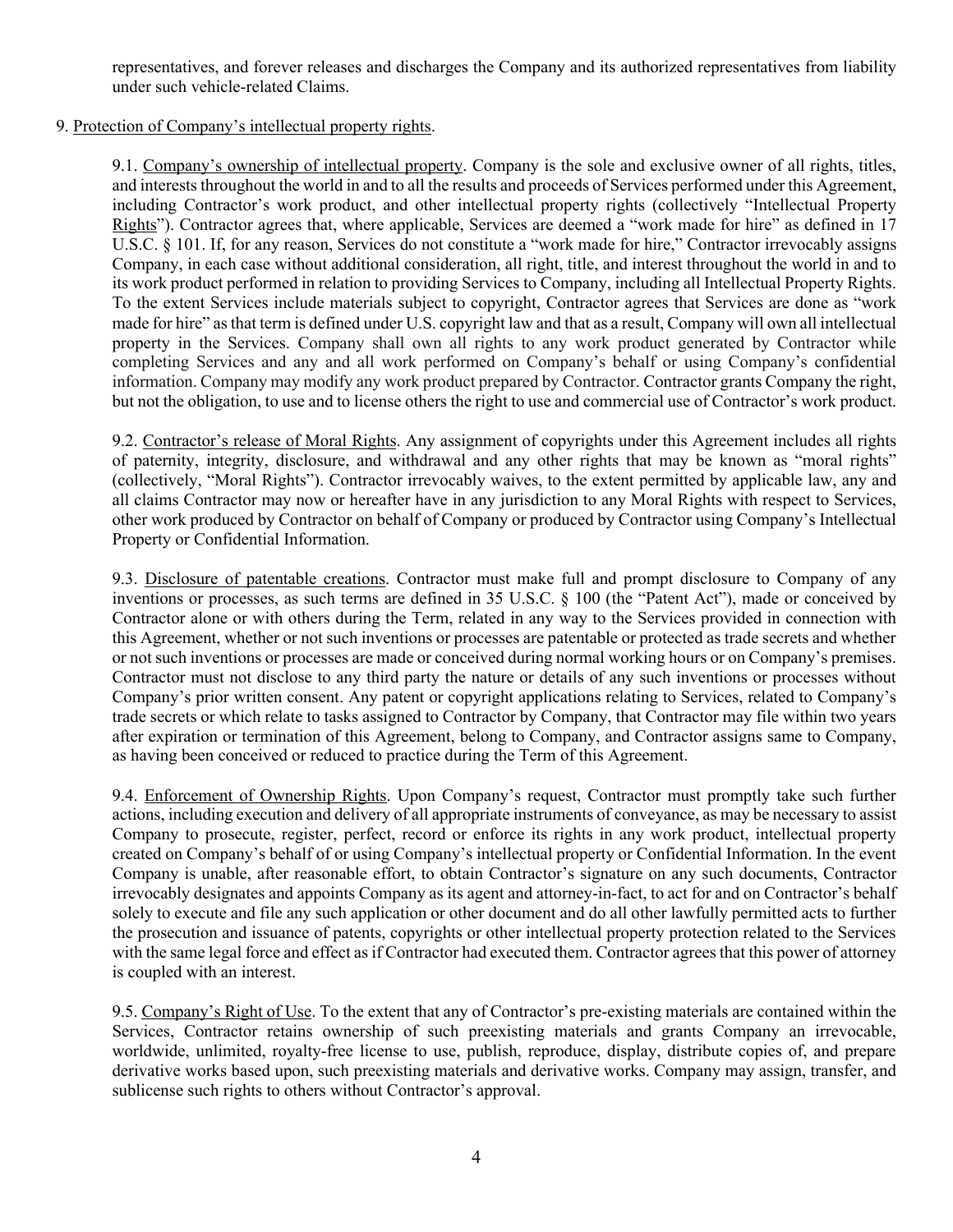representatives, and forever releases and discharges the Company and its authorized representatives from liability under such vehicle-related Claims.

9. Protection of Company's intellectual property rights.

9.1. Company's ownership of intellectual property. Company is the sole and exclusive owner of all rights, titles, and interests throughout the world in and to all the results and proceeds of Services performed under this Agreement, including Contractor's work product, and other intellectual property rights (collectively "Intellectual Property Rights"). Contractor agrees that, where applicable, Services are deemed a "work made for hire" as defined in 17 U.S.C. § 101. If, for any reason, Services do not constitute a "work made for hire," Contractor irrevocably assigns Company, in each case without additional consideration, all right, title, and interest throughout the world in and to its work product performed in relation to providing Services to Company, including all Intellectual Property Rights. To the extent Services include materials subject to copyright, Contractor agrees that Services are done as "work made for hire" as that term is defined under U.S. copyright law and that as a result, Company will own all intellectual property in the Services. Company shall own all rights to any work product generated by Contractor while completing Services and any and all work performed on Company's behalf or using Company's confidential information. Company may modify any work product prepared by Contractor. Contractor grants Company the right, but not the obligation, to use and to license others the right to use and commercial use of Contractor's work product.

9.2. Contractor's release of Moral Rights. Any assignment of copyrights under this Agreement includes all rights of paternity, integrity, disclosure, and withdrawal and any other rights that may be known as "moral rights" (collectively, "Moral Rights"). Contractor irrevocably waives, to the extent permitted by applicable law, any and all claims Contractor may now or hereafter have in any jurisdiction to any Moral Rights with respect to Services, other work produced by Contractor on behalf of Company or produced by Contractor using Company's Intellectual Property or Confidential Information.

9.3. Disclosure of patentable creations. Contractor must make full and prompt disclosure to Company of any inventions or processes, as such terms are defined in 35 U.S.C. § 100 (the "Patent Act"), made or conceived by Contractor alone or with others during the Term, related in any way to the Services provided in connection with this Agreement, whether or not such inventions or processes are patentable or protected as trade secrets and whether or not such inventions or processes are made or conceived during normal working hours or on Company's premises. Contractor must not disclose to any third party the nature or details of any such inventions or processes without Company's prior written consent. Any patent or copyright applications relating to Services, related to Company's trade secrets or which relate to tasks assigned to Contractor by Company, that Contractor may file within two years after expiration or termination of this Agreement, belong to Company, and Contractor assigns same to Company, as having been conceived or reduced to practice during the Term of this Agreement.

9.4. Enforcement of Ownership Rights. Upon Company's request, Contractor must promptly take such further actions, including execution and delivery of all appropriate instruments of conveyance, as may be necessary to assist Company to prosecute, register, perfect, record or enforce its rights in any work product, intellectual property created on Company's behalf of or using Company's intellectual property or Confidential Information. In the event Company is unable, after reasonable effort, to obtain Contractor's signature on any such documents, Contractor irrevocably designates and appoints Company as its agent and attorney-in-fact, to act for and on Contractor's behalf solely to execute and file any such application or other document and do all other lawfully permitted acts to further the prosecution and issuance of patents, copyrights or other intellectual property protection related to the Services with the same legal force and effect as if Contractor had executed them. Contractor agrees that this power of attorney is coupled with an interest.

9.5. Company's Right of Use. To the extent that any of Contractor's pre-existing materials are contained within the Services, Contractor retains ownership of such preexisting materials and grants Company an irrevocable, worldwide, unlimited, royalty-free license to use, publish, reproduce, display, distribute copies of, and prepare derivative works based upon, such preexisting materials and derivative works. Company may assign, transfer, and sublicense such rights to others without Contractor's approval.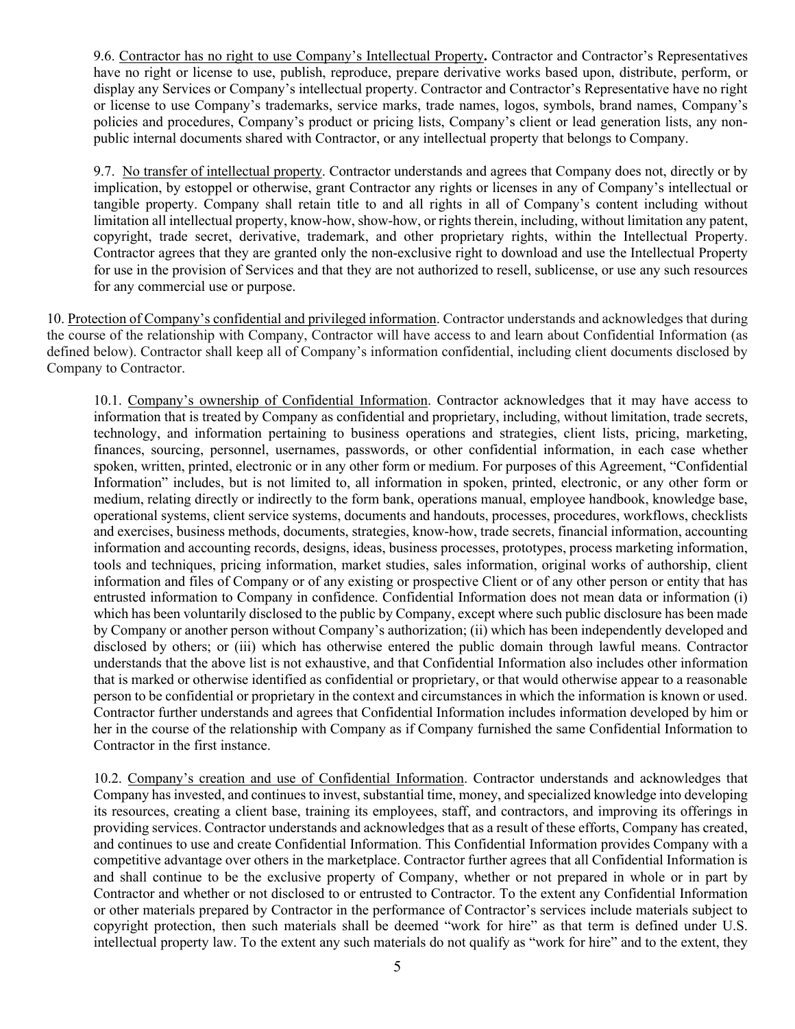9.6. <u>Contractor has no right to use Company's Intellectual Property</u>**.** Contractor and Contractor's Representatives have no right or license to use, publish, reproduce, prepare derivative works based upon, distribute, perform, or display any Services or Company's intellectual property. Contractor and Contractor's Representative have no right or license to use Company's trademarks, service marks, trade names, logos, symbols, brand names, Company's policies and procedures, Company's product or pricing lists, Company's client or lead generation lists, any non-public internal documents shared with Contractor, or any intellectual property that belongs to Company.

9.7. <u>No transfer of intellectual property</u>. Contractor understands and agrees that Company does not, directly or by implication, by estoppel or otherwise, grant Contractor any rights or licenses in any of Company's intellectual or tangible property. Company shall retain title to and all rights in all of Company's content including without limitation all intellectual property, know-how, show-how, or rights therein, including, without limitation any patent, copyright, trade secret, derivative, trademark, and other proprietary rights, within the Intellectual Property. Contractor agrees that they are granted only the non-exclusive right to download and use the Intellectual Property for use in the provision of Services and that they are not authorized to resell, sublicense, or use any such resources for any commercial use or purpose.

10. <u>Protection of Company's confidential and privileged information</u>. Contractor understands and acknowledges that during the course of the relationship with Company, Contractor will have access to and learn about Confidential Information (as defined below). Contractor shall keep all of Company's information confidential, including client documents disclosed by Company to Contractor.

10.1. <u>Company's ownership of Confidential Information</u>. Contractor acknowledges that it may have access to information that is treated by Company as confidential and proprietary, including, without limitation, trade secrets, technology, and information pertaining to business operations and strategies, client lists, pricing, marketing, finances, sourcing, personnel, usernames, passwords, or other confidential information, in each case whether spoken, written, printed, electronic or in any other form or medium. For purposes of this Agreement, "Confidential Information" includes, but is not limited to, all information in spoken, printed, electronic, or any other form or medium, relating directly or indirectly to the form bank, operations manual, employee handbook, knowledge base, operational systems, client service systems, documents and handouts, processes, procedures, workflows, checklists and exercises, business methods, documents, strategies, know-how, trade secrets, financial information, accounting information and accounting records, designs, ideas, business processes, prototypes, process marketing information, tools and techniques, pricing information, market studies, sales information, original works of authorship, client information and files of Company or of any existing or prospective Client or of any other person or entity that has entrusted information to Company in confidence. Confidential Information does not mean data or information (i) which has been voluntarily disclosed to the public by Company, except where such public disclosure has been made by Company or another person without Company's authorization; (ii) which has been independently developed and disclosed by others; or (iii) which has otherwise entered the public domain through lawful means. Contractor understands that the above list is not exhaustive, and that Confidential Information also includes other information that is marked or otherwise identified as confidential or proprietary, or that would otherwise appear to a reasonable person to be confidential or proprietary in the context and circumstances in which the information is known or used. Contractor further understands and agrees that Confidential Information includes information developed by him or her in the course of the relationship with Company as if Company furnished the same Confidential Information to Contractor in the first instance.

10.2. <u>Company's creation and use of Confidential Information</u>. Contractor understands and acknowledges that Company has invested, and continues to invest, substantial time, money, and specialized knowledge into developing its resources, creating a client base, training its employees, staff, and contractors, and improving its offerings in providing services. Contractor understands and acknowledges that as a result of these efforts, Company has created, and continues to use and create Confidential Information. This Confidential Information provides Company with a competitive advantage over others in the marketplace. Contractor further agrees that all Confidential Information is and shall continue to be the exclusive property of Company, whether or not prepared in whole or in part by Contractor and whether or not disclosed to or entrusted to Contractor. To the extent any Confidential Information or other materials prepared by Contractor in the performance of Contractor's services include materials subject to copyright protection, then such materials shall be deemed "work for hire" as that term is defined under U.S. intellectual property law. To the extent any such materials do not qualify as "work for hire" and to the extent, they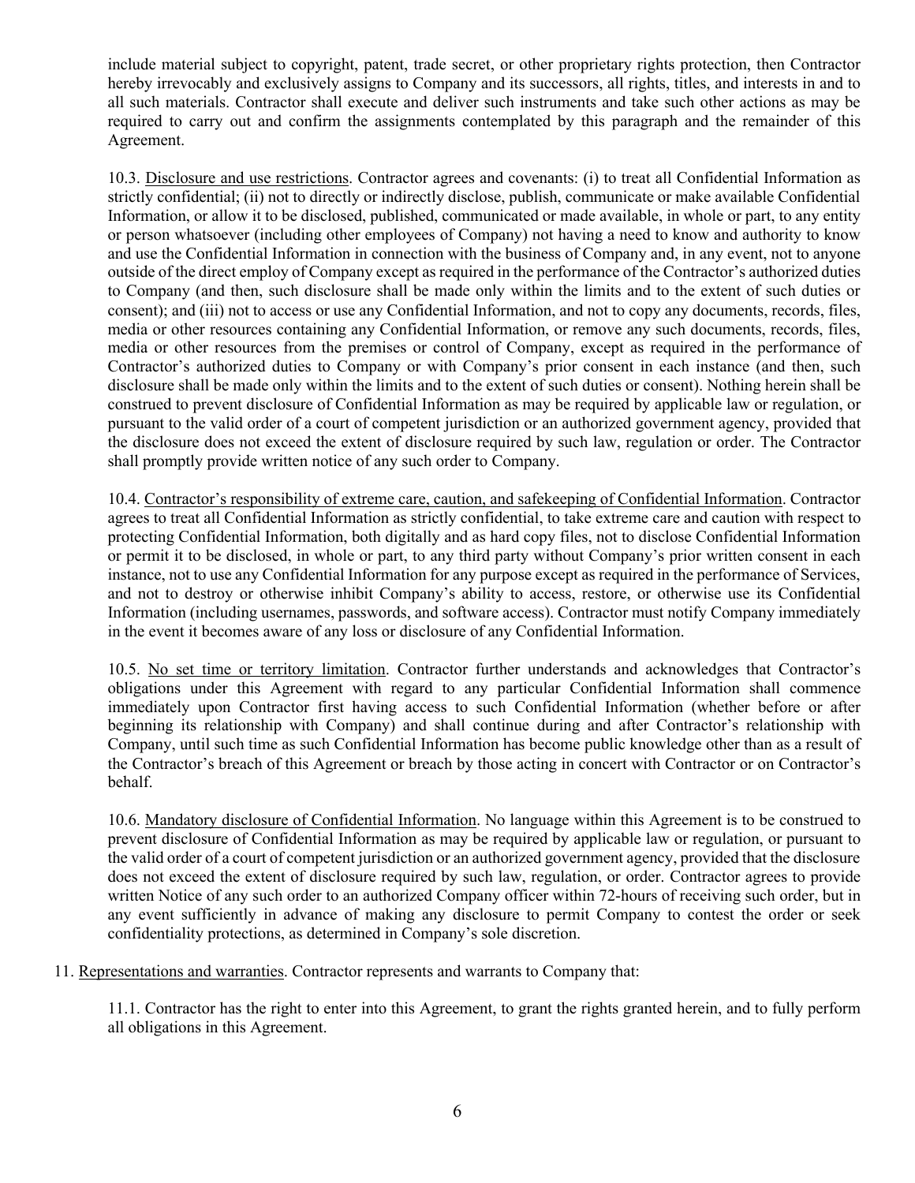include material subject to copyright, patent, trade secret, or other proprietary rights protection, then Contractor hereby irrevocably and exclusively assigns to Company and its successors, all rights, titles, and interests in and to all such materials. Contractor shall execute and deliver such instruments and take such other actions as may be required to carry out and confirm the assignments contemplated by this paragraph and the remainder of this Agreement.

10.3. Disclosure and use restrictions. Contractor agrees and covenants: (i) to treat all Confidential Information as strictly confidential; (ii) not to directly or indirectly disclose, publish, communicate or make available Confidential Information, or allow it to be disclosed, published, communicated or made available, in whole or part, to any entity or person whatsoever (including other employees of Company) not having a need to know and authority to know and use the Confidential Information in connection with the business of Company and, in any event, not to anyone outside of the direct employ of Company except as required in the performance of the Contractor's authorized duties to Company (and then, such disclosure shall be made only within the limits and to the extent of such duties or consent); and (iii) not to access or use any Confidential Information, and not to copy any documents, records, files, media or other resources containing any Confidential Information, or remove any such documents, records, files, media or other resources from the premises or control of Company, except as required in the performance of Contractor's authorized duties to Company or with Company's prior consent in each instance (and then, such disclosure shall be made only within the limits and to the extent of such duties or consent). Nothing herein shall be construed to prevent disclosure of Confidential Information as may be required by applicable law or regulation, or pursuant to the valid order of a court of competent jurisdiction or an authorized government agency, provided that the disclosure does not exceed the extent of disclosure required by such law, regulation or order. The Contractor shall promptly provide written notice of any such order to Company.

10.4. Contractor's responsibility of extreme care, caution, and safekeeping of Confidential Information. Contractor agrees to treat all Confidential Information as strictly confidential, to take extreme care and caution with respect to protecting Confidential Information, both digitally and as hard copy files, not to disclose Confidential Information or permit it to be disclosed, in whole or part, to any third party without Company's prior written consent in each instance, not to use any Confidential Information for any purpose except as required in the performance of Services, and not to destroy or otherwise inhibit Company's ability to access, restore, or otherwise use its Confidential Information (including usernames, passwords, and software access). Contractor must notify Company immediately in the event it becomes aware of any loss or disclosure of any Confidential Information.

10.5. No set time or territory limitation. Contractor further understands and acknowledges that Contractor's obligations under this Agreement with regard to any particular Confidential Information shall commence immediately upon Contractor first having access to such Confidential Information (whether before or after beginning its relationship with Company) and shall continue during and after Contractor's relationship with Company, until such time as such Confidential Information has become public knowledge other than as a result of the Contractor's breach of this Agreement or breach by those acting in concert with Contractor or on Contractor's behalf.

10.6. Mandatory disclosure of Confidential Information. No language within this Agreement is to be construed to prevent disclosure of Confidential Information as may be required by applicable law or regulation, or pursuant to the valid order of a court of competent jurisdiction or an authorized government agency, provided that the disclosure does not exceed the extent of disclosure required by such law, regulation, or order. Contractor agrees to provide written Notice of any such order to an authorized Company officer within 72-hours of receiving such order, but in any event sufficiently in advance of making any disclosure to permit Company to contest the order or seek confidentiality protections, as determined in Company's sole discretion.

11. Representations and warranties. Contractor represents and warrants to Company that:

11.1. Contractor has the right to enter into this Agreement, to grant the rights granted herein, and to fully perform all obligations in this Agreement.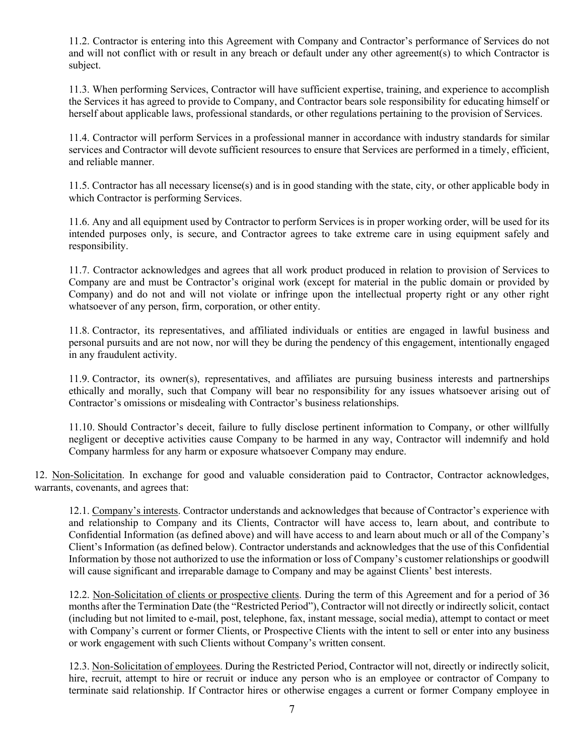11.2. Contractor is entering into this Agreement with Company and Contractor's performance of Services do not and will not conflict with or result in any breach or default under any other agreement(s) to which Contractor is subject.

11.3. When performing Services, Contractor will have sufficient expertise, training, and experience to accomplish the Services it has agreed to provide to Company, and Contractor bears sole responsibility for educating himself or herself about applicable laws, professional standards, or other regulations pertaining to the provision of Services.

11.4. Contractor will perform Services in a professional manner in accordance with industry standards for similar services and Contractor will devote sufficient resources to ensure that Services are performed in a timely, efficient, and reliable manner.

11.5. Contractor has all necessary license(s) and is in good standing with the state, city, or other applicable body in which Contractor is performing Services.

11.6. Any and all equipment used by Contractor to perform Services is in proper working order, will be used for its intended purposes only, is secure, and Contractor agrees to take extreme care in using equipment safely and responsibility.

11.7. Contractor acknowledges and agrees that all work product produced in relation to provision of Services to Company are and must be Contractor's original work (except for material in the public domain or provided by Company) and do not and will not violate or infringe upon the intellectual property right or any other right whatsoever of any person, firm, corporation, or other entity.

11.8. Contractor, its representatives, and affiliated individuals or entities are engaged in lawful business and personal pursuits and are not now, nor will they be during the pendency of this engagement, intentionally engaged in any fraudulent activity.

11.9. Contractor, its owner(s), representatives, and affiliates are pursuing business interests and partnerships ethically and morally, such that Company will bear no responsibility for any issues whatsoever arising out of Contractor's omissions or misdealing with Contractor's business relationships.

11.10. Should Contractor's deceit, failure to fully disclose pertinent information to Company, or other willfully negligent or deceptive activities cause Company to be harmed in any way, Contractor will indemnify and hold Company harmless for any harm or exposure whatsoever Company may endure.

12. Non-Solicitation. In exchange for good and valuable consideration paid to Contractor, Contractor acknowledges, warrants, covenants, and agrees that:

12.1. Company's interests. Contractor understands and acknowledges that because of Contractor's experience with and relationship to Company and its Clients, Contractor will have access to, learn about, and contribute to Confidential Information (as defined above) and will have access to and learn about much or all of the Company's Client's Information (as defined below). Contractor understands and acknowledges that the use of this Confidential Information by those not authorized to use the information or loss of Company's customer relationships or goodwill will cause significant and irreparable damage to Company and may be against Clients' best interests.

12.2. Non-Solicitation of clients or prospective clients. During the term of this Agreement and for a period of 36 months after the Termination Date (the "Restricted Period"), Contractor will not directly or indirectly solicit, contact (including but not limited to e-mail, post, telephone, fax, instant message, social media), attempt to contact or meet with Company's current or former Clients, or Prospective Clients with the intent to sell or enter into any business or work engagement with such Clients without Company's written consent.

12.3. Non-Solicitation of employees. During the Restricted Period, Contractor will not, directly or indirectly solicit, hire, recruit, attempt to hire or recruit or induce any person who is an employee or contractor of Company to terminate said relationship. If Contractor hires or otherwise engages a current or former Company employee in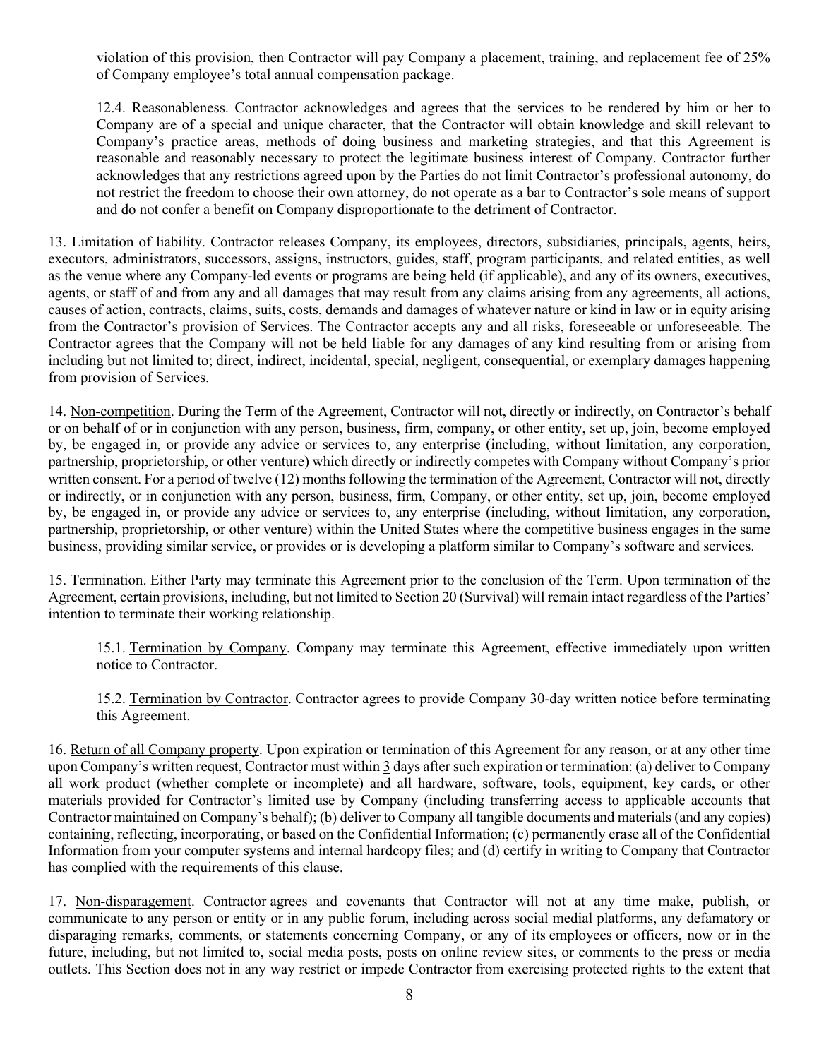violation of this provision, then Contractor will pay Company a placement, training, and replacement fee of 25% of Company employee's total annual compensation package.

12.4. Reasonableness. Contractor acknowledges and agrees that the services to be rendered by him or her to Company are of a special and unique character, that the Contractor will obtain knowledge and skill relevant to Company's practice areas, methods of doing business and marketing strategies, and that this Agreement is reasonable and reasonably necessary to protect the legitimate business interest of Company. Contractor further acknowledges that any restrictions agreed upon by the Parties do not limit Contractor's professional autonomy, do not restrict the freedom to choose their own attorney, do not operate as a bar to Contractor's sole means of support and do not confer a benefit on Company disproportionate to the detriment of Contractor.

13. Limitation of liability. Contractor releases Company, its employees, directors, subsidiaries, principals, agents, heirs, executors, administrators, successors, assigns, instructors, guides, staff, program participants, and related entities, as well as the venue where any Company-led events or programs are being held (if applicable), and any of its owners, executives, agents, or staff of and from any and all damages that may result from any claims arising from any agreements, all actions, causes of action, contracts, claims, suits, costs, demands and damages of whatever nature or kind in law or in equity arising from the Contractor's provision of Services. The Contractor accepts any and all risks, foreseeable or unforeseeable. The Contractor agrees that the Company will not be held liable for any damages of any kind resulting from or arising from including but not limited to; direct, indirect, incidental, special, negligent, consequential, or exemplary damages happening from provision of Services.

14. Non-competition. During the Term of the Agreement, Contractor will not, directly or indirectly, on Contractor's behalf or on behalf of or in conjunction with any person, business, firm, company, or other entity, set up, join, become employed by, be engaged in, or provide any advice or services to, any enterprise (including, without limitation, any corporation, partnership, proprietorship, or other venture) which directly or indirectly competes with Company without Company's prior written consent. For a period of twelve (12) months following the termination of the Agreement, Contractor will not, directly or indirectly, or in conjunction with any person, business, firm, Company, or other entity, set up, join, become employed by, be engaged in, or provide any advice or services to, any enterprise (including, without limitation, any corporation, partnership, proprietorship, or other venture) within the United States where the competitive business engages in the same business, providing similar service, or provides or is developing a platform similar to Company's software and services.

15. Termination. Either Party may terminate this Agreement prior to the conclusion of the Term. Upon termination of the Agreement, certain provisions, including, but not limited to Section 20 (Survival) will remain intact regardless of the Parties' intention to terminate their working relationship.

15.1. Termination by Company. Company may terminate this Agreement, effective immediately upon written notice to Contractor.

15.2. Termination by Contractor. Contractor agrees to provide Company 30-day written notice before terminating this Agreement.

16. Return of all Company property. Upon expiration or termination of this Agreement for any reason, or at any other time upon Company's written request, Contractor must within 3 days after such expiration or termination: (a) deliver to Company all work product (whether complete or incomplete) and all hardware, software, tools, equipment, key cards, or other materials provided for Contractor's limited use by Company (including transferring access to applicable accounts that Contractor maintained on Company's behalf); (b) deliver to Company all tangible documents and materials (and any copies) containing, reflecting, incorporating, or based on the Confidential Information; (c) permanently erase all of the Confidential Information from your computer systems and internal hardcopy files; and (d) certify in writing to Company that Contractor has complied with the requirements of this clause.

17. Non-disparagement. Contractor agrees and covenants that Contractor will not at any time make, publish, or communicate to any person or entity or in any public forum, including across social medial platforms, any defamatory or disparaging remarks, comments, or statements concerning Company, or any of its employees or officers, now or in the future, including, but not limited to, social media posts, posts on online review sites, or comments to the press or media outlets. This Section does not in any way restrict or impede Contractor from exercising protected rights to the extent that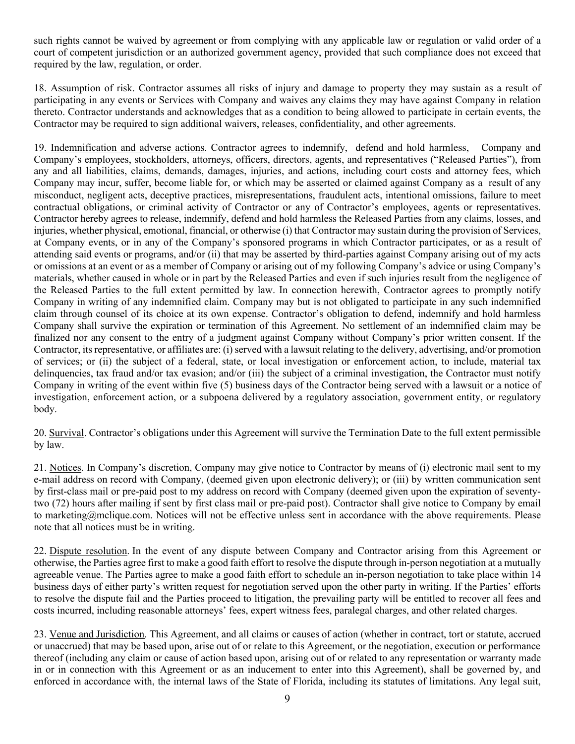such rights cannot be waived by agreement or from complying with any applicable law or regulation or valid order of a court of competent jurisdiction or an authorized government agency, provided that such compliance does not exceed that required by the law, regulation, or order.

18. <u>Assumption of risk</u>. Contractor assumes all risks of injury and damage to property they may sustain as a result of participating in any events or Services with Company and waives any claims they may have against Company in relation thereto. Contractor understands and acknowledges that as a condition to being allowed to participate in certain events, the Contractor may be required to sign additional waivers, releases, confidentiality, and other agreements.

19. <u>Indemnification and adverse actions</u>. Contractor agrees to indemnify, defend and hold harmless, Company and Company's employees, stockholders, attorneys, officers, directors, agents, and representatives ("Released Parties"), from any and all liabilities, claims, demands, damages, injuries, and actions, including court costs and attorney fees, which Company may incur, suffer, become liable for, or which may be asserted or claimed against Company as a result of any misconduct, negligent acts, deceptive practices, misrepresentations, fraudulent acts, intentional omissions, failure to meet contractual obligations, or criminal activity of Contractor or any of Contractor's employees, agents or representatives. Contractor hereby agrees to release, indemnify, defend and hold harmless the Released Parties from any claims, losses, and injuries, whether physical, emotional, financial, or otherwise (i) that Contractor may sustain during the provision of Services, at Company events, or in any of the Company's sponsored programs in which Contractor participates, or as a result of attending said events or programs, and/or (ii) that may be asserted by third-parties against Company arising out of my acts or omissions at an event or as a member of Company or arising out of my following Company's advice or using Company's materials, whether caused in whole or in part by the Released Parties and even if such injuries result from the negligence of the Released Parties to the full extent permitted by law. In connection herewith, Contractor agrees to promptly notify Company in writing of any indemnified claim. Company may but is not obligated to participate in any such indemnified claim through counsel of its choice at its own expense. Contractor's obligation to defend, indemnify and hold harmless Company shall survive the expiration or termination of this Agreement. No settlement of an indemnified claim may be finalized nor any consent to the entry of a judgment against Company without Company's prior written consent. If the Contractor, its representative, or affiliates are: (i) served with a lawsuit relating to the delivery, advertising, and/or promotion of services; or (ii) the subject of a federal, state, or local investigation or enforcement action, to include, material tax delinquencies, tax fraud and/or tax evasion; and/or (iii) the subject of a criminal investigation, the Contractor must notify Company in writing of the event within five (5) business days of the Contractor being served with a lawsuit or a notice of investigation, enforcement action, or a subpoena delivered by a regulatory association, government entity, or regulatory body.

20. <u>Survival</u>. Contractor's obligations under this Agreement will survive the Termination Date to the full extent permissible by law.

21. <u>Notices</u>. In Company's discretion, Company may give notice to Contractor by means of (i) electronic mail sent to my e-mail address on record with Company, (deemed given upon electronic delivery); or (iii) by written communication sent by first-class mail or pre-paid post to my address on record with Company (deemed given upon the expiration of seventy-two (72) hours after mailing if sent by first class mail or pre-paid post). Contractor shall give notice to Company by email to marketing@mclique.com. Notices will not be effective unless sent in accordance with the above requirements. Please note that all notices must be in writing.

22. <u>Dispute resolution</u>. In the event of any dispute between Company and Contractor arising from this Agreement or otherwise, the Parties agree first to make a good faith effort to resolve the dispute through in-person negotiation at a mutually agreeable venue. The Parties agree to make a good faith effort to schedule an in-person negotiation to take place within 14 business days of either party's written request for negotiation served upon the other party in writing. If the Parties' efforts to resolve the dispute fail and the Parties proceed to litigation, the prevailing party will be entitled to recover all fees and costs incurred, including reasonable attorneys' fees, expert witness fees, paralegal charges, and other related charges.

23. <u>Venue and Jurisdiction</u>. This Agreement, and all claims or causes of action (whether in contract, tort or statute, accrued or unaccrued) that may be based upon, arise out of or relate to this Agreement, or the negotiation, execution or performance thereof (including any claim or cause of action based upon, arising out of or related to any representation or warranty made in or in connection with this Agreement or as an inducement to enter into this Agreement), shall be governed by, and enforced in accordance with, the internal laws of the State of Florida, including its statutes of limitations. Any legal suit,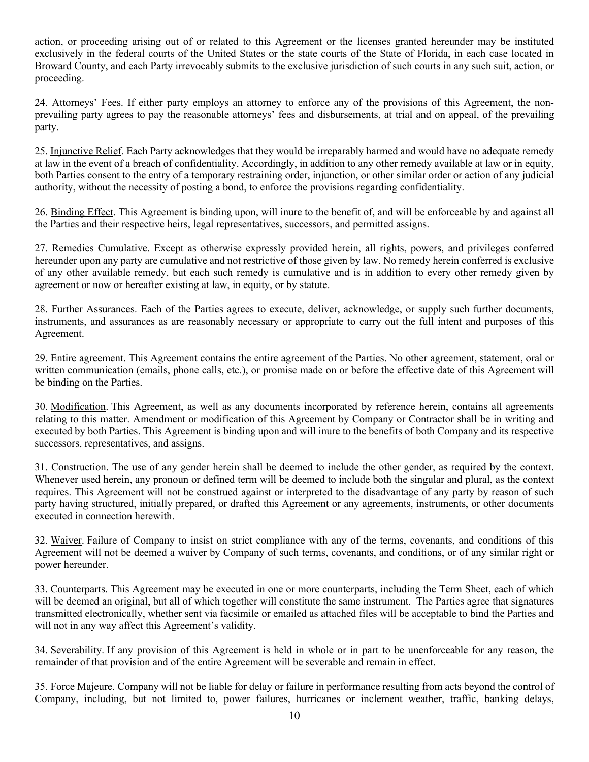action, or proceeding arising out of or related to this Agreement or the licenses granted hereunder may be instituted exclusively in the federal courts of the United States or the state courts of the State of Florida, in each case located in Broward County, and each Party irrevocably submits to the exclusive jurisdiction of such courts in any such suit, action, or proceeding.

24. <u>Attorneys' Fees</u>. If either party employs an attorney to enforce any of the provisions of this Agreement, the non-prevailing party agrees to pay the reasonable attorneys' fees and disbursements, at trial and on appeal, of the prevailing party.

25. <u>Injunctive Relief</u>. Each Party acknowledges that they would be irreparably harmed and would have no adequate remedy at law in the event of a breach of confidentiality. Accordingly, in addition to any other remedy available at law or in equity, both Parties consent to the entry of a temporary restraining order, injunction, or other similar order or action of any judicial authority, without the necessity of posting a bond, to enforce the provisions regarding confidentiality.

26. <u>Binding Effect</u>. This Agreement is binding upon, will inure to the benefit of, and will be enforceable by and against all the Parties and their respective heirs, legal representatives, successors, and permitted assigns.

27. <u>Remedies Cumulative</u>. Except as otherwise expressly provided herein, all rights, powers, and privileges conferred hereunder upon any party are cumulative and not restrictive of those given by law. No remedy herein conferred is exclusive of any other available remedy, but each such remedy is cumulative and is in addition to every other remedy given by agreement or now or hereafter existing at law, in equity, or by statute.

28. <u>Further Assurances</u>. Each of the Parties agrees to execute, deliver, acknowledge, or supply such further documents, instruments, and assurances as are reasonably necessary or appropriate to carry out the full intent and purposes of this Agreement.

29. <u>Entire agreement</u>. This Agreement contains the entire agreement of the Parties. No other agreement, statement, oral or written communication (emails, phone calls, etc.), or promise made on or before the effective date of this Agreement will be binding on the Parties.

30. <u>Modification</u>. This Agreement, as well as any documents incorporated by reference herein, contains all agreements relating to this matter. Amendment or modification of this Agreement by Company or Contractor shall be in writing and executed by both Parties. This Agreement is binding upon and will inure to the benefits of both Company and its respective successors, representatives, and assigns.

31. <u>Construction</u>. The use of any gender herein shall be deemed to include the other gender, as required by the context. Whenever used herein, any pronoun or defined term will be deemed to include both the singular and plural, as the context requires. This Agreement will not be construed against or interpreted to the disadvantage of any party by reason of such party having structured, initially prepared, or drafted this Agreement or any agreements, instruments, or other documents executed in connection herewith.

32. <u>Waiver</u>. Failure of Company to insist on strict compliance with any of the terms, covenants, and conditions of this Agreement will not be deemed a waiver by Company of such terms, covenants, and conditions, or of any similar right or power hereunder.

33. <u>Counterparts</u>. This Agreement may be executed in one or more counterparts, including the Term Sheet, each of which will be deemed an original, but all of which together will constitute the same instrument. The Parties agree that signatures transmitted electronically, whether sent via facsimile or emailed as attached files will be acceptable to bind the Parties and will not in any way affect this Agreement's validity.

34. <u>Severability</u>. If any provision of this Agreement is held in whole or in part to be unenforceable for any reason, the remainder of that provision and of the entire Agreement will be severable and remain in effect.

35. <u>Force Majeure</u>. Company will not be liable for delay or failure in performance resulting from acts beyond the control of Company, including, but not limited to, power failures, hurricanes or inclement weather, traffic, banking delays,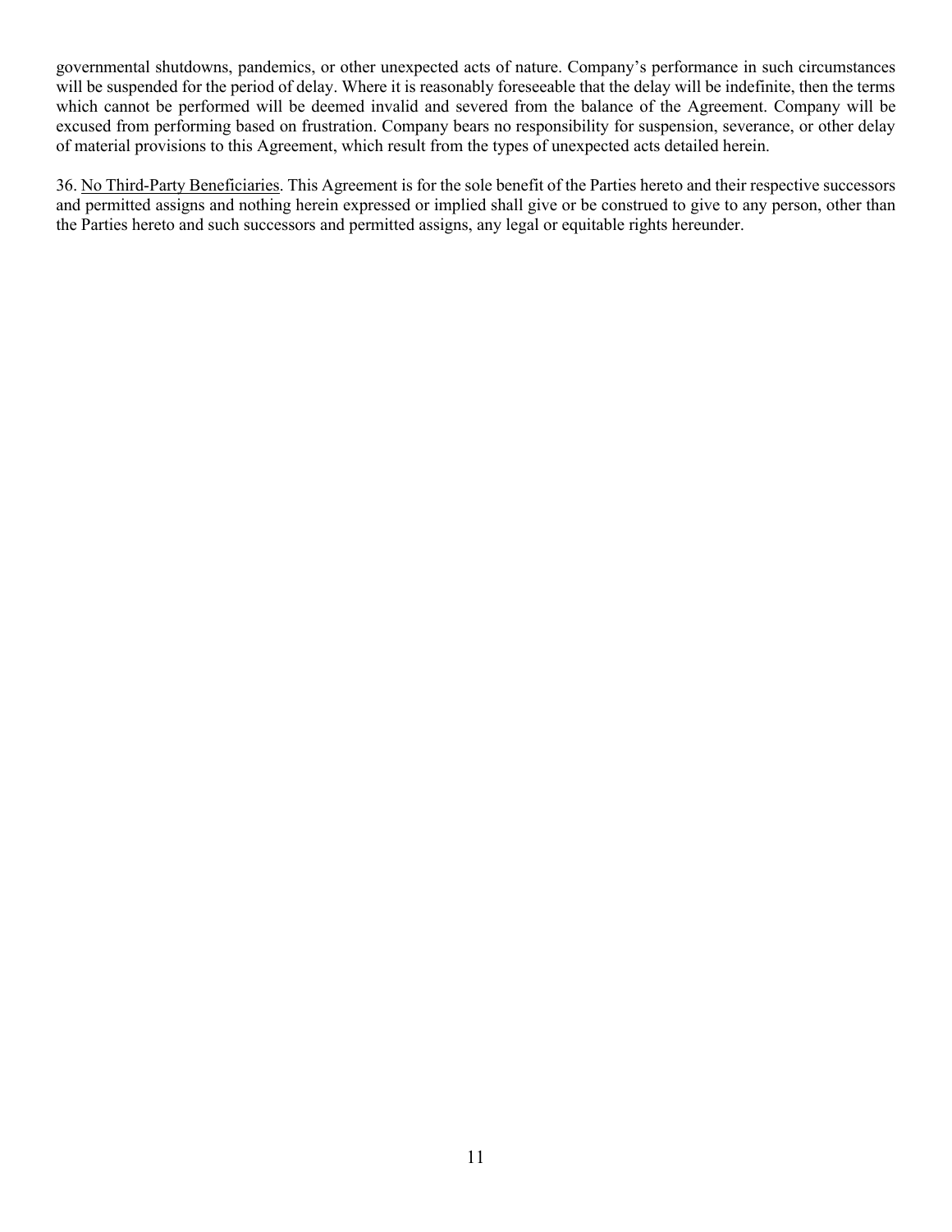governmental shutdowns, pandemics, or other unexpected acts of nature. Company's performance in such circumstances will be suspended for the period of delay. Where it is reasonably foreseeable that the delay will be indefinite, then the terms which cannot be performed will be deemed invalid and severed from the balance of the Agreement. Company will be excused from performing based on frustration. Company bears no responsibility for suspension, severance, or other delay of material provisions to this Agreement, which result from the types of unexpected acts detailed herein.

36. No Third-Party Beneficiaries. This Agreement is for the sole benefit of the Parties hereto and their respective successors and permitted assigns and nothing herein expressed or implied shall give or be construed to give to any person, other than the Parties hereto and such successors and permitted assigns, any legal or equitable rights hereunder.